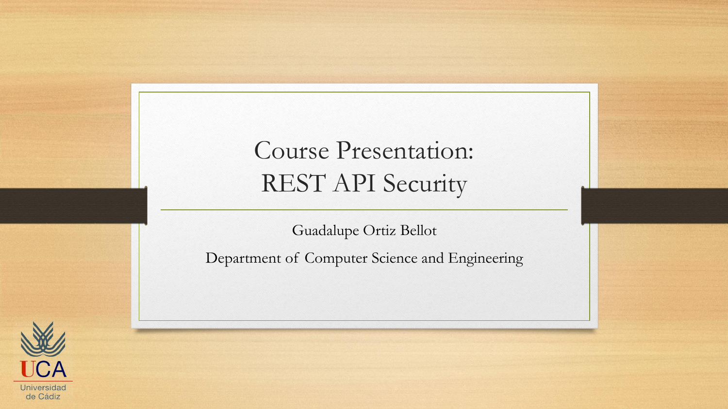# Course Presentation: REST API Security

Guadalupe Ortiz Bellot

Department of Computer Science and Engineering

UCA
Universidad de Cádiz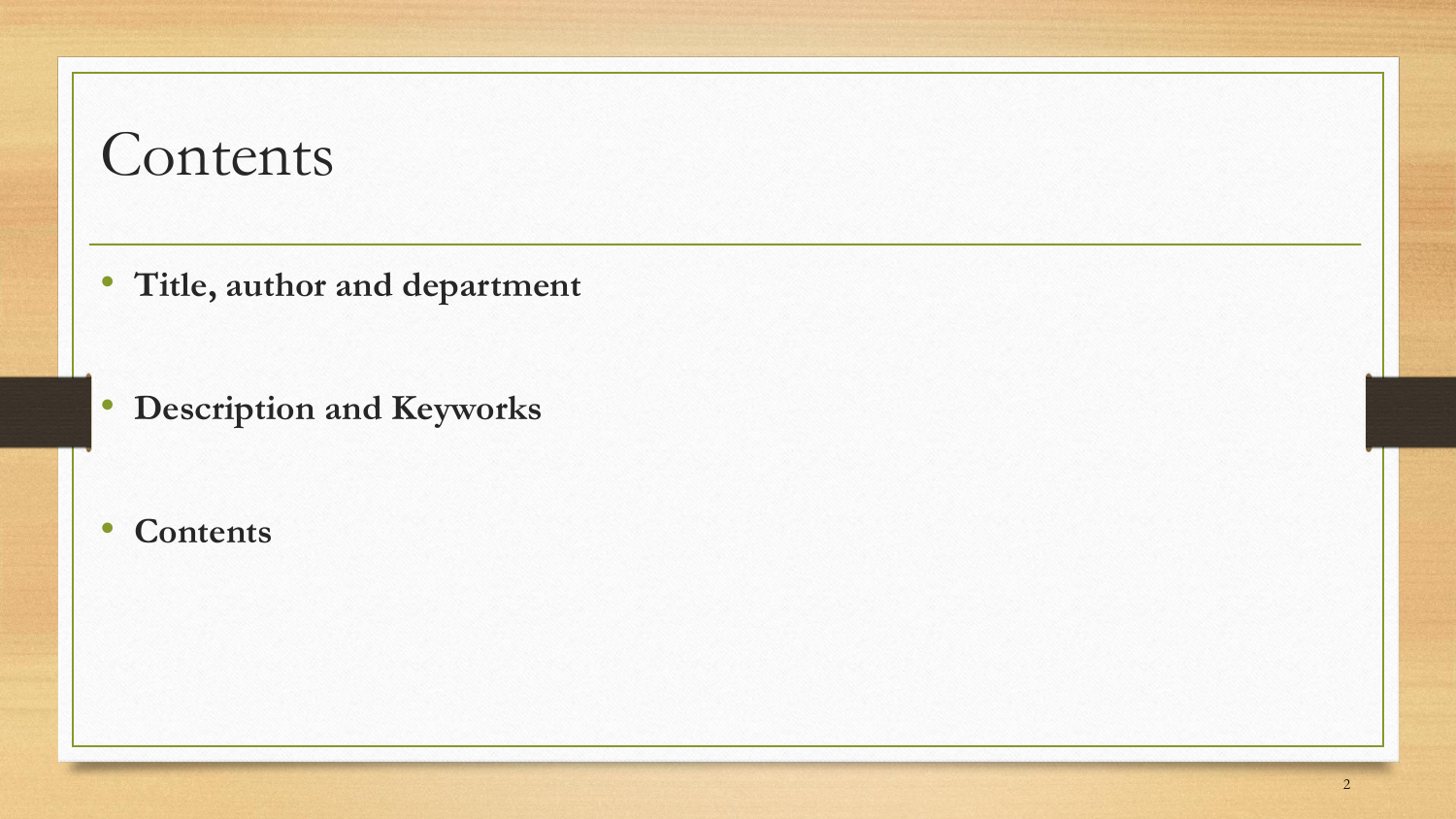# Contents

- **Title, author and department**
- **Description and Keyworks**
- **Contents**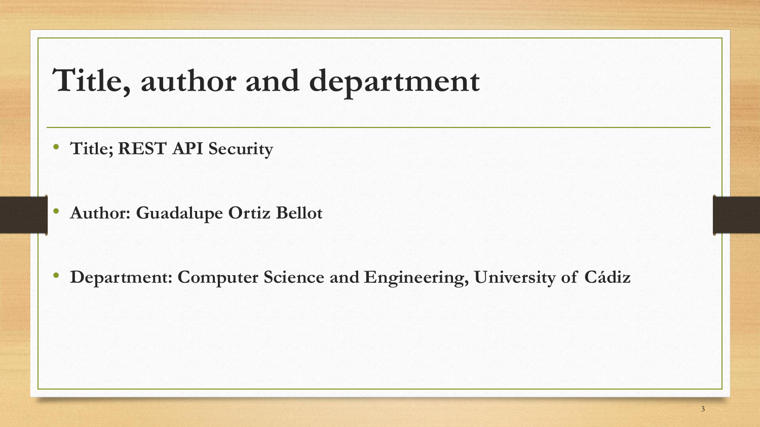# Title, author and department

- **Title; REST API Security**
- **Author: Guadalupe Ortiz Bellot**
- **Department: Computer Science and Engineering, University of Cádiz**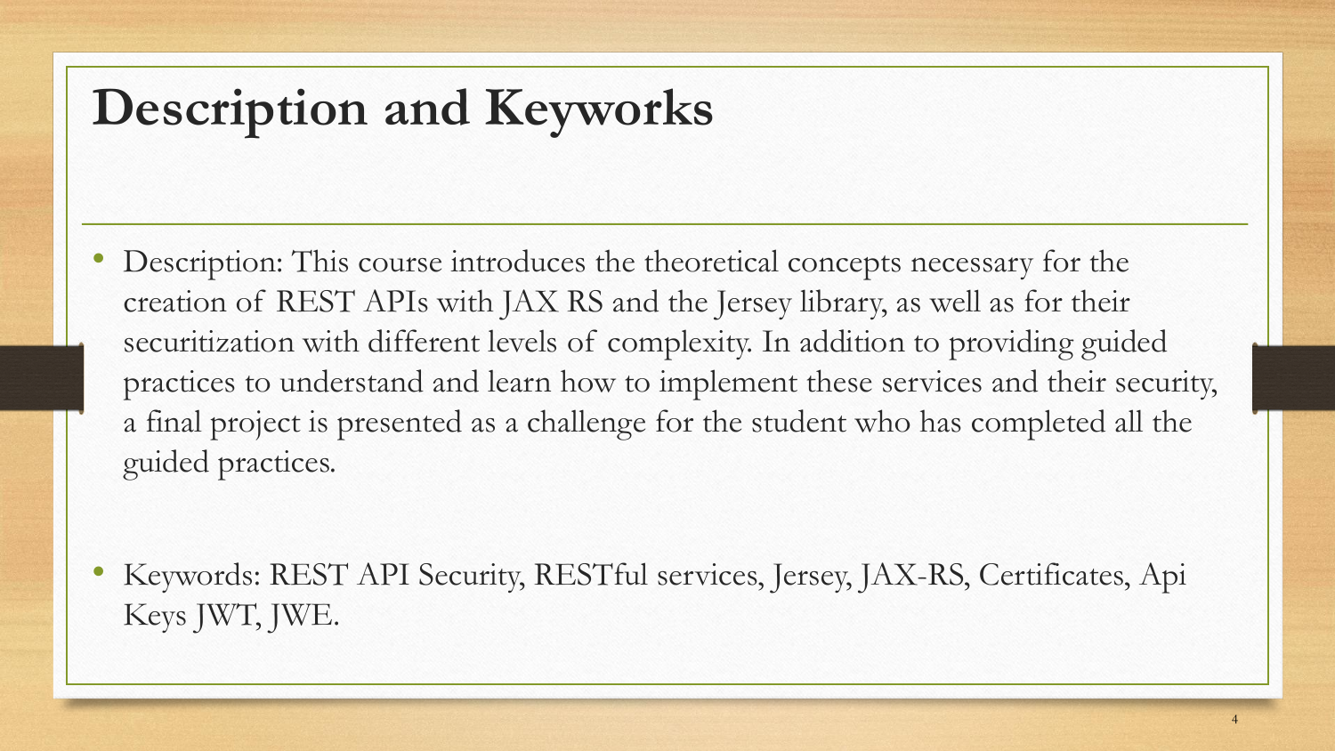# Description and Keyworks

- Description: This course introduces the theoretical concepts necessary for the creation of REST APIs with JAX RS and the Jersey library, as well as for their securitization with different levels of complexity. In addition to providing guided practices to understand and learn how to implement these services and their security, a final project is presented as a challenge for the student who has completed all the guided practices.

- Keywords: REST API Security, RESTful services, Jersey, JAX-RS, Certificates, Api Keys JWT, JWE.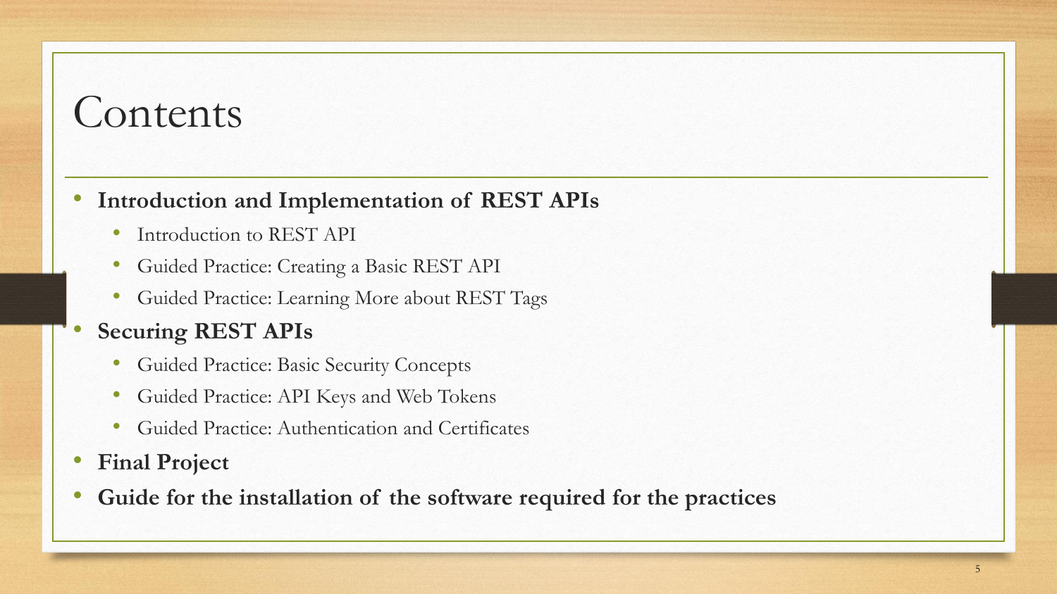# Contents

- **Introduction and Implementation of REST APIs**
    - Introduction to REST API
    - Guided Practice: Creating a Basic REST API
    - Guided Practice: Learning More about REST Tags
- **Securing REST APIs**
    - Guided Practice: Basic Security Concepts
    - Guided Practice: API Keys and Web Tokens
    - Guided Practice: Authentication and Certificates
- **Final Project**
- **Guide for the installation of the software required for the practices**